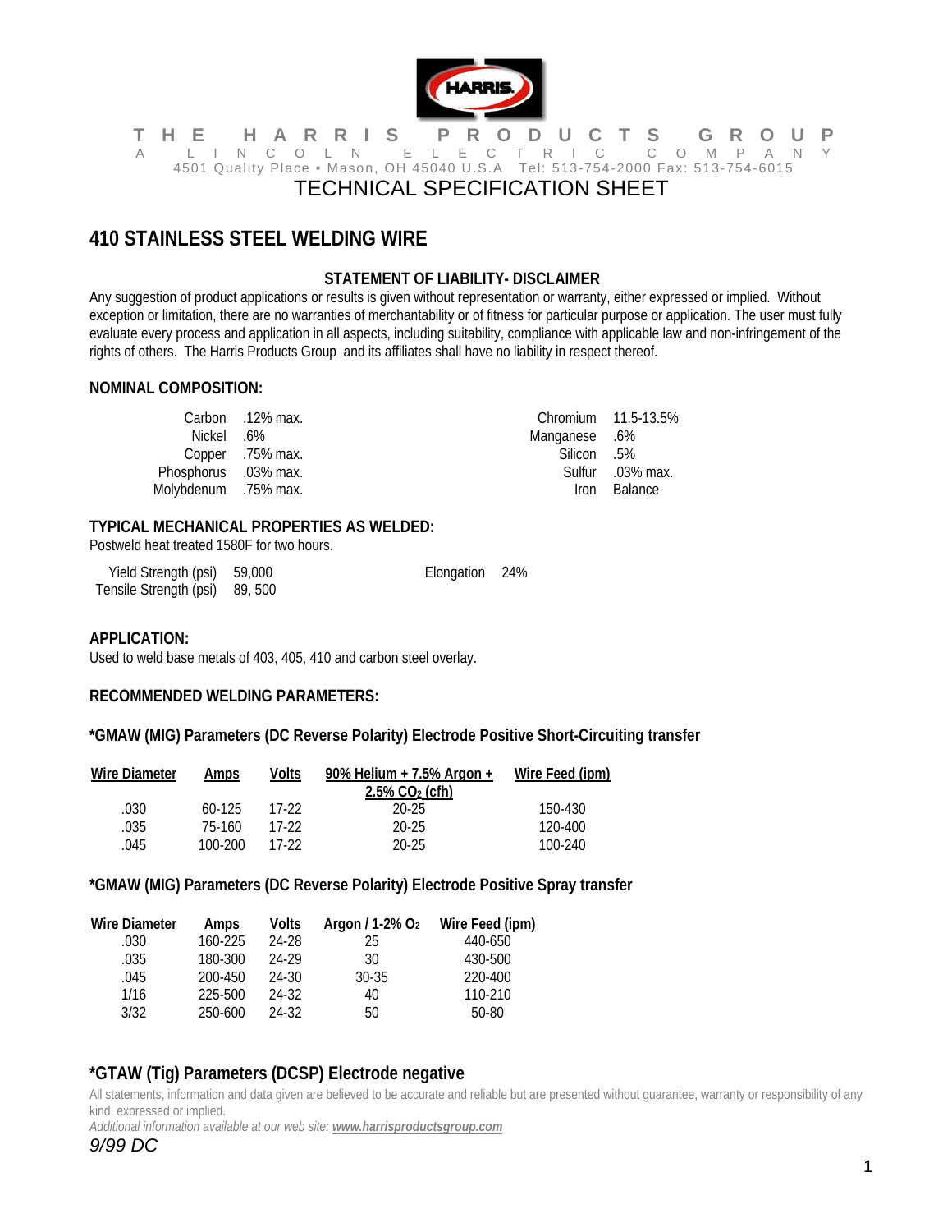# THE HARRIS PRODUCTS GROUP

A LINCOLN ELECTRIC COMPANY

4501 Quality Place • Mason, OH 45040 U.S.A Tel: 513-754-2000 Fax: 513-754-6015

TECHNICAL SPECIFICATION SHEET

## 410 STAINLESS STEEL WELDING WIRE

### STATEMENT OF LIABILITY- DISCLAIMER

Any suggestion of product applications or results is given without representation or warranty, either expressed or implied. Without exception or limitation, there are no warranties of merchantability or of fitness for particular purpose or application. The user must fully evaluate every process and application in all aspects, including suitability, compliance with applicable law and non-infringement of the rights of others. The Harris Products Group and its affiliates shall have no liability in respect thereof.

### NOMINAL COMPOSITION:

| | | | |
|---|---|---|---|
| Carbon | .12% max. | Chromium | 11.5-13.5% |
| Nickel | .6% | Manganese | .6% |
| Copper | .75% max. | Silicon | .5% |
| Phosphorus | .03% max. | Sulfur | .03% max. |
| Molybdenum | .75% max. | Iron | Balance |

### TYPICAL MECHANICAL PROPERTIES AS WELDED:

Postweld heat treated 1580F for two hours.

| | | | |
|---|---|---|---|
| Yield Strength (psi) | 59,000 | Elongation | 24% |
| Tensile Strength (psi) | 89, 500 | | |

### APPLICATION:

Used to weld base metals of 403, 405, 410 and carbon steel overlay.

### RECOMMENDED WELDING PARAMETERS:

#### *GMAW (MIG) Parameters (DC Reverse Polarity) Electrode Positive Short-Circuiting transfer

| Wire Diameter | Amps | Volts | 90% Helium + 7.5% Argon + 2.5% $CO_2$ (cfh) | Wire Feed (ipm) |
|---|---|---|---|---|
| .030 | 60-125 | 17-22 | 20-25 | 150-430 |
| .035 | 75-160 | 17-22 | 20-25 | 120-400 |
| .045 | 100-200 | 17-22 | 20-25 | 100-240 |

#### *GMAW (MIG) Parameters (DC Reverse Polarity) Electrode Positive Spray transfer

| Wire Diameter | Amps | Volts | Argon / 1-2% $O_2$ | Wire Feed (ipm) |
|---|---|---|---|---|
| .030 | 160-225 | 24-28 | 25 | 440-650 |
| .035 | 180-300 | 24-29 | 30 | 430-500 |
| .045 | 200-450 | 24-30 | 30-35 | 220-400 |
| 1/16 | 225-500 | 24-32 | 40 | 110-210 |
| 3/32 | 250-600 | 24-32 | 50 | 50-80 |

#### *GTAW (Tig) Parameters (DCSP) Electrode negative

All statements, information and data given are believed to be accurate and reliable but are presented without guarantee, warranty or responsibility of any kind, expressed or implied.

*Additional information available at our web site: **www.harrisproductsgroup.com***

*9/99 DC*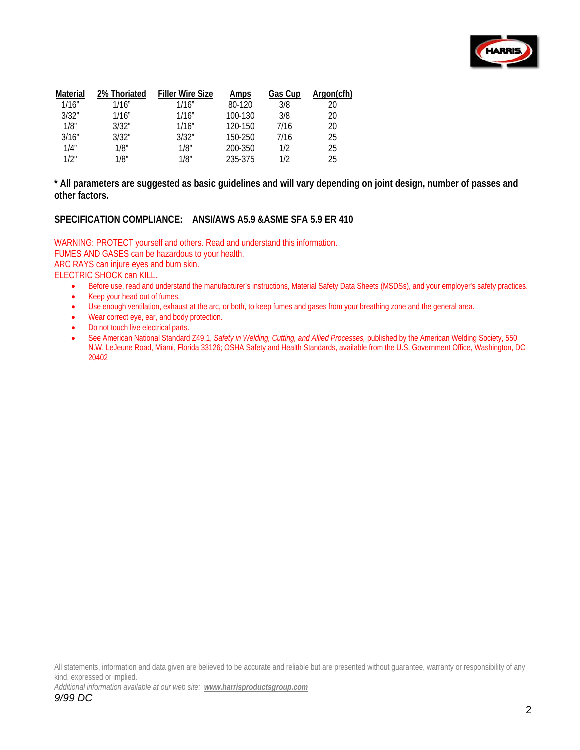| Material | 2% Thoriated | Filler Wire Size | Amps | Gas Cup | Argon(cfh) |
|---|---|---|---|---|---|
| 1/16" | 1/16" | 1/16" | 80-120 | 3/8 | 20 |
| 3/32" | 1/16" | 1/16" | 100-130 | 3/8 | 20 |
| 1/8" | 3/32" | 1/16" | 120-150 | 7/16 | 20 |
| 3/16" | 3/32" | 3/32" | 150-250 | 7/16 | 25 |
| 1/4" | 1/8" | 1/8" | 200-350 | 1/2 | 25 |
| 1/2" | 1/8" | 1/8" | 235-375 | 1/2 | 25 |

**\* All parameters are suggested as basic guidelines and will vary depending on joint design, number of passes and other factors.**

**SPECIFICATION COMPLIANCE: ANSI/AWS A5.9 &ASME SFA 5.9 ER 410**

WARNING: PROTECT yourself and others. Read and understand this information.
FUMES AND GASES can be hazardous to your health.
ARC RAYS can injure eyes and burn skin.
ELECTRIC SHOCK can KILL.

- Before use, read and understand the manufacturer's instructions, Material Safety Data Sheets (MSDSs), and your employer's safety practices.
- Keep your head out of fumes.
- Use enough ventilation, exhaust at the arc, or both, to keep fumes and gases from your breathing zone and the general area.
- Wear correct eye, ear, and body protection.
- Do not touch live electrical parts.
- See American National Standard Z49.1, *Safety in Welding, Cutting, and Allied Processes,* published by the American Welding Society, 550 N.W. LeJeune Road, Miami, Florida 33126; OSHA Safety and Health Standards, available from the U.S. Government Office, Washington, DC 20402

All statements, information and data given are believed to be accurate and reliable but are presented without guarantee, warranty or responsibility of any kind, expressed or implied.

*Additional information available at our web site: **www.harrisproductsgroup.com***

*9/99 DC*